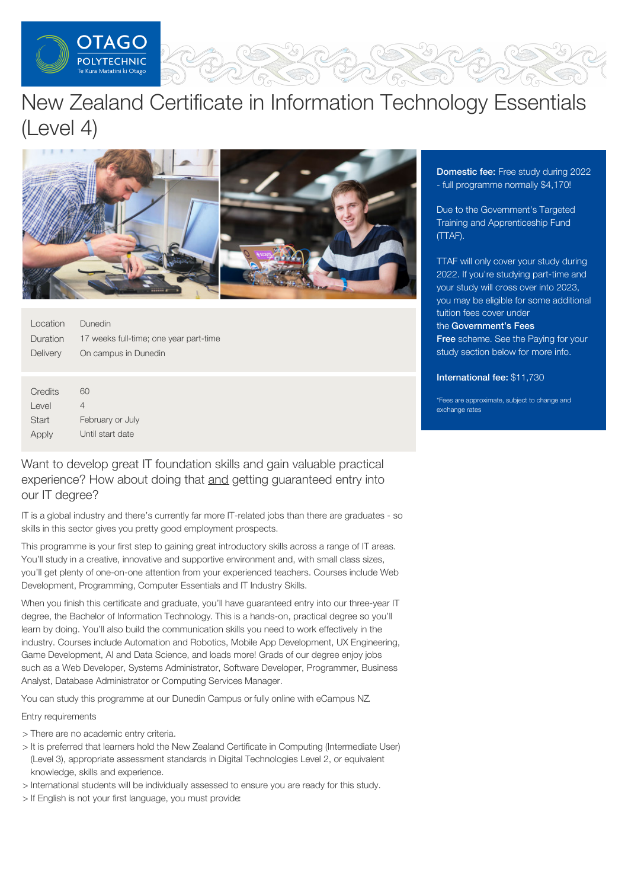# New Zealand Certificate in Information Technology Essentials (Level 4)

| | |
|---|---|
| Location | Dunedin |
| Duration | 17 weeks full-time; one year part-time |
| Delivery | On campus in Dunedin |

| | |
|---|---|
| Credits | 60 |
| Level | 4 |
| Start | February or July |
| Apply | Until start date |

**Domestic fee:** Free study during 2022 - full programme normally $4,170!

Due to the Government's Targeted Training and Apprenticeship Fund (TTAF).

TTAF will only cover your study during 2022. If you're studying part-time and your study will cross over into 2023, you may be eligible for some additional tuition fees cover under the **Government's Fees Free** scheme. See the Paying for your study section below for more info.

**International fee:** $11,730

*Fees are approximate, subject to change and exchange rates

## Want to develop great IT foundation skills and gain valuable practical experience? How about doing that and getting guaranteed entry into our IT degree?

IT is a global industry and there's currently far more IT-related jobs than there are graduates - so skills in this sector gives you pretty good employment prospects.

This programme is your first step to gaining great introductory skills across a range of IT areas. You'll study in a creative, innovative and supportive environment and, with small class sizes, you'll get plenty of one-on-one attention from your experienced teachers. Courses include Web Development, Programming, Computer Essentials and IT Industry Skills.

When you finish this certificate and graduate, you'll have guaranteed entry into our three-year IT degree, the Bachelor of Information Technology. This is a hands-on, practical degree so you'll learn by doing. You'll also build the communication skills you need to work effectively in the industry. Courses include Automation and Robotics, Mobile App Development, UX Engineering, Game Development, AI and Data Science, and loads more! Grads of our degree enjoy jobs such as a Web Developer, Systems Administrator, Software Developer, Programmer, Business Analyst, Database Administrator or Computing Services Manager.

You can study this programme at our Dunedin Campus or fully online with eCampus NZ.

Entry requirements

- There are no academic entry criteria.
- It is preferred that learners hold the New Zealand Certificate in Computing (Intermediate User) (Level 3), appropriate assessment standards in Digital Technologies Level 2, or equivalent knowledge, skills and experience.
- International students will be individually assessed to ensure you are ready for this study.
- If English is not your first language, you must provide: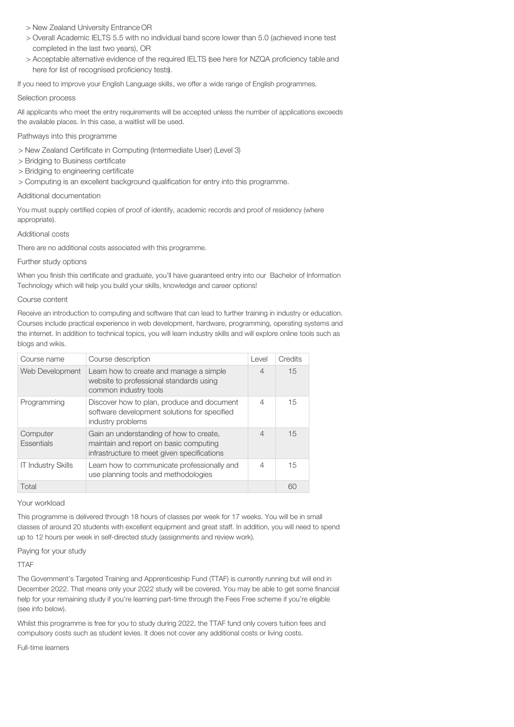- New Zealand University Entrance OR
- Overall Academic IELTS 5.5 with no individual band score lower than 5.0 (achieved in one test completed in the last two years), OR
- Acceptable alternative evidence of the required IELTS (see here for NZQA proficiency table and here for list of recognised proficiency tests).

If you need to improve your English Language skills, we offer a wide range of English programmes.

### Selection process

All applicants who meet the entry requirements will be accepted unless the number of applications exceeds the available places. In this case, a waitlist will be used.

### Pathways into this programme

- New Zealand Certificate in Computing (Intermediate User) (Level 3)
- Bridging to Business certificate
- Bridging to engineering certificate
- Computing is an excellent background qualification for entry into this programme.

### Additional documentation

You must supply certified copies of proof of identify, academic records and proof of residency (where appropriate).

### Additional costs

There are no additional costs associated with this programme.

### Further study options

When you finish this certificate and graduate, you'll have guaranteed entry into our Bachelor of Information Technology which will help you build your skills, knowledge and career options!

### Course content

Receive an introduction to computing and software that can lead to further training in industry or education. Courses include practical experience in web development, hardware, programming, operating systems and the internet. In addition to technical topics, you will learn industry skills and will explore online tools such as blogs and wikis.

| Course name | Course description | Level | Credits |
|---|---|---|---|
| Web Development | Learn how to create and manage a simple website to professional standards using common industry tools | 4 | 15 |
| Programming | Discover how to plan, produce and document software development solutions for specified industry problems | 4 | 15 |
| Computer Essentials | Gain an understanding of how to create, maintain and report on basic computing infrastructure to meet given specifications | 4 | 15 |
| IT Industry Skills | Learn how to communicate professionally and use planning tools and methodologies | 4 | 15 |
| Total | | | 60 |

### Your workload

This programme is delivered through 18 hours of classes per week for 17 weeks. You will be in small classes of around 20 students with excellent equipment and great staff. In addition, you will need to spend up to 12 hours per week in self-directed study (assignments and review work).

### Paying for your study

#### TTAF

The Government's Targeted Training and Apprenticeship Fund (TTAF) is currently running but will end in December 2022. That means only your 2022 study will be covered. You may be able to get some financial help for your remaining study if you're learning part-time through the Fees Free scheme if you're eligible (see info below).

Whilst this programme is free for you to study during 2022, the TTAF fund only covers tuition fees and compulsory costs such as student levies. It does not cover any additional costs or living costs.

#### Full-time learners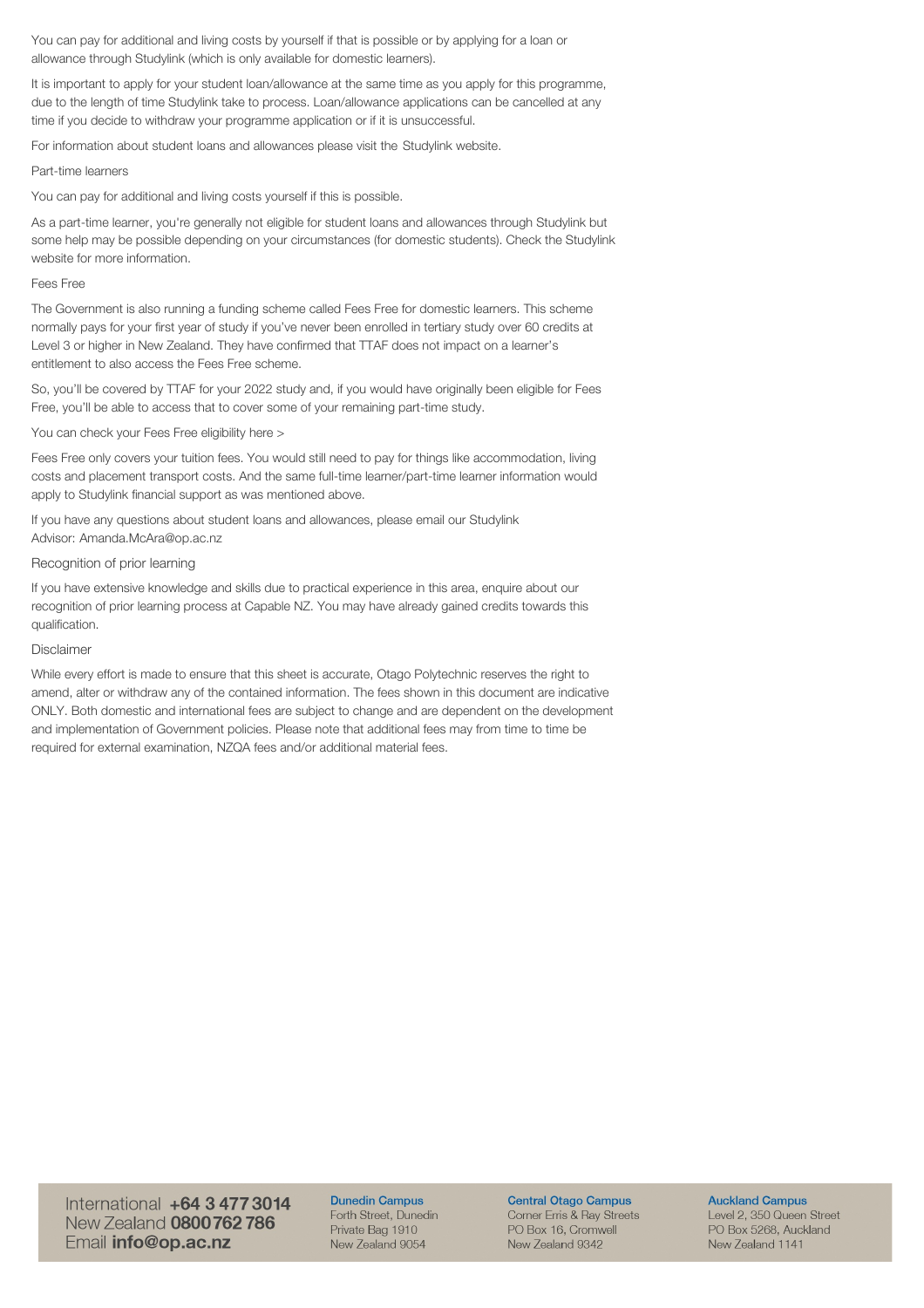You can pay for additional and living costs by yourself if that is possible or by applying for a loan or allowance through Studylink (which is only available for domestic learners).

It is important to apply for your student loan/allowance at the same time as you apply for this programme, due to the length of time Studylink take to process. Loan/allowance applications can be cancelled at any time if you decide to withdraw your programme application or if it is unsuccessful.

For information about student loans and allowances please visit the Studylink website.

Part-time learners

You can pay for additional and living costs yourself if this is possible.

As a part-time learner, you're generally not eligible for student loans and allowances through Studylink but some help may be possible depending on your circumstances (for domestic students). Check the Studylink website for more information.

Fees Free

The Government is also running a funding scheme called Fees Free for domestic learners. This scheme normally pays for your first year of study if you've never been enrolled in tertiary study over 60 credits at Level 3 or higher in New Zealand. They have confirmed that TTAF does not impact on a learner's entitlement to also access the Fees Free scheme.

So, you'll be covered by TTAF for your 2022 study and, if you would have originally been eligible for Fees Free, you'll be able to access that to cover some of your remaining part-time study.

You can check your Fees Free eligibility here >

Fees Free only covers your tuition fees. You would still need to pay for things like accommodation, living costs and placement transport costs. And the same full-time learner/part-time learner information would apply to Studylink financial support as was mentioned above.

If you have any questions about student loans and allowances, please email our Studylink Advisor: Amanda.McAra@op.ac.nz

## Recognition of prior learning

If you have extensive knowledge and skills due to practical experience in this area, enquire about our recognition of prior learning process at Capable NZ. You may have already gained credits towards this qualification.

## Disclaimer

While every effort is made to ensure that this sheet is accurate, Otago Polytechnic reserves the right to amend, alter or withdraw any of the contained information. The fees shown in this document are indicative ONLY. Both domestic and international fees are subject to change and are dependent on the development and implementation of Government policies. Please note that additional fees may from time to time be required for external examination, NZQA fees and/or additional material fees.

International **+64 3 477 3014**
New Zealand **0800 762 786**
Email **info@op.ac.nz**

**Dunedin Campus**
Forth Street, Dunedin
Private Bag 1910
New Zealand 9054

**Central Otago Campus**
Corner Erris & Ray Streets
PO Box 16, Cromwell
New Zealand 9342

**Auckland Campus**
Level 2, 350 Queen Street
PO Box 5268, Auckland
New Zealand 1141